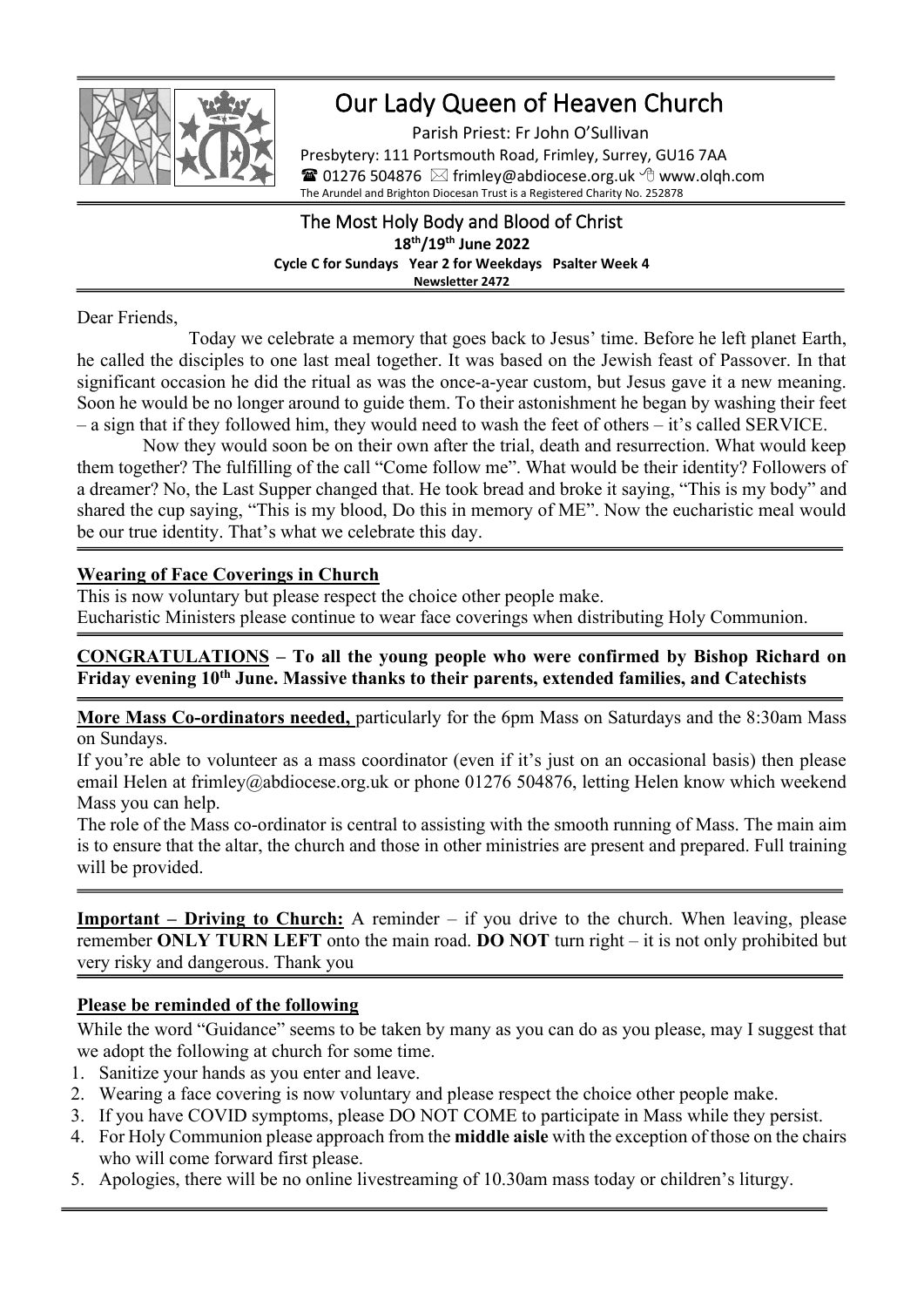# Our Lady Queen of Heaven Church

Parish Priest: Fr John O'Sullivan

Presbytery: 111 Portsmouth Road, Frimley, Surrey, GU16 7AA

☎ 01276 504876 ✉ frimley@abdiocese.org.uk 🖰 www.olqh.com

The Arundel and Brighton Diocesan Trust is a Registered Charity No. 252878

## The Most Holy Body and Blood of Christ

**18th/19th June 2022**

**Cycle C for Sundays Year 2 for Weekdays Psalter Week 4**

**Newsletter 2472**

Dear Friends,

Today we celebrate a memory that goes back to Jesus' time. Before he left planet Earth, he called the disciples to one last meal together. It was based on the Jewish feast of Passover. In that significant occasion he did the ritual as was the once-a-year custom, but Jesus gave it a new meaning. Soon he would be no longer around to guide them. To their astonishment he began by washing their feet – a sign that if they followed him, they would need to wash the feet of others – it's called SERVICE.

Now they would soon be on their own after the trial, death and resurrection. What would keep them together? The fulfilling of the call "Come follow me". What would be their identity? Followers of a dreamer? No, the Last Supper changed that. He took bread and broke it saying, "This is my body" and shared the cup saying, "This is my blood, Do this in memory of ME". Now the eucharistic meal would be our true identity. That's what we celebrate this day.

---

**Wearing of Face Coverings in Church**

This is now voluntary but please respect the choice other people make.

Eucharistic Ministers please continue to wear face coverings when distributing Holy Communion.

---

**CONGRATULATIONS – To all the young people who were confirmed by Bishop Richard on Friday evening 10th June. Massive thanks to their parents, extended families, and Catechists**

---

**More Mass Co-ordinators needed,** particularly for the 6pm Mass on Saturdays and the 8:30am Mass on Sundays.

If you're able to volunteer as a mass coordinator (even if it's just on an occasional basis) then please email Helen at frimley@abdiocese.org.uk or phone 01276 504876, letting Helen know which weekend Mass you can help.

The role of the Mass co-ordinator is central to assisting with the smooth running of Mass. The main aim is to ensure that the altar, the church and those in other ministries are present and prepared. Full training will be provided.

---

**Important – Driving to Church:** A reminder – if you drive to the church. When leaving, please remember **ONLY TURN LEFT** onto the main road. **DO NOT** turn right – it is not only prohibited but very risky and dangerous. Thank you

---

**Please be reminded of the following**

While the word "Guidance" seems to be taken by many as you can do as you please, may I suggest that we adopt the following at church for some time.

1. Sanitize your hands as you enter and leave.
2. Wearing a face covering is now voluntary and please respect the choice other people make.
3. If you have COVID symptoms, please DO NOT COME to participate in Mass while they persist.
4. For Holy Communion please approach from the **middle aisle** with the exception of those on the chairs who will come forward first please.
5. Apologies, there will be no online livestreaming of 10.30am mass today or children's liturgy.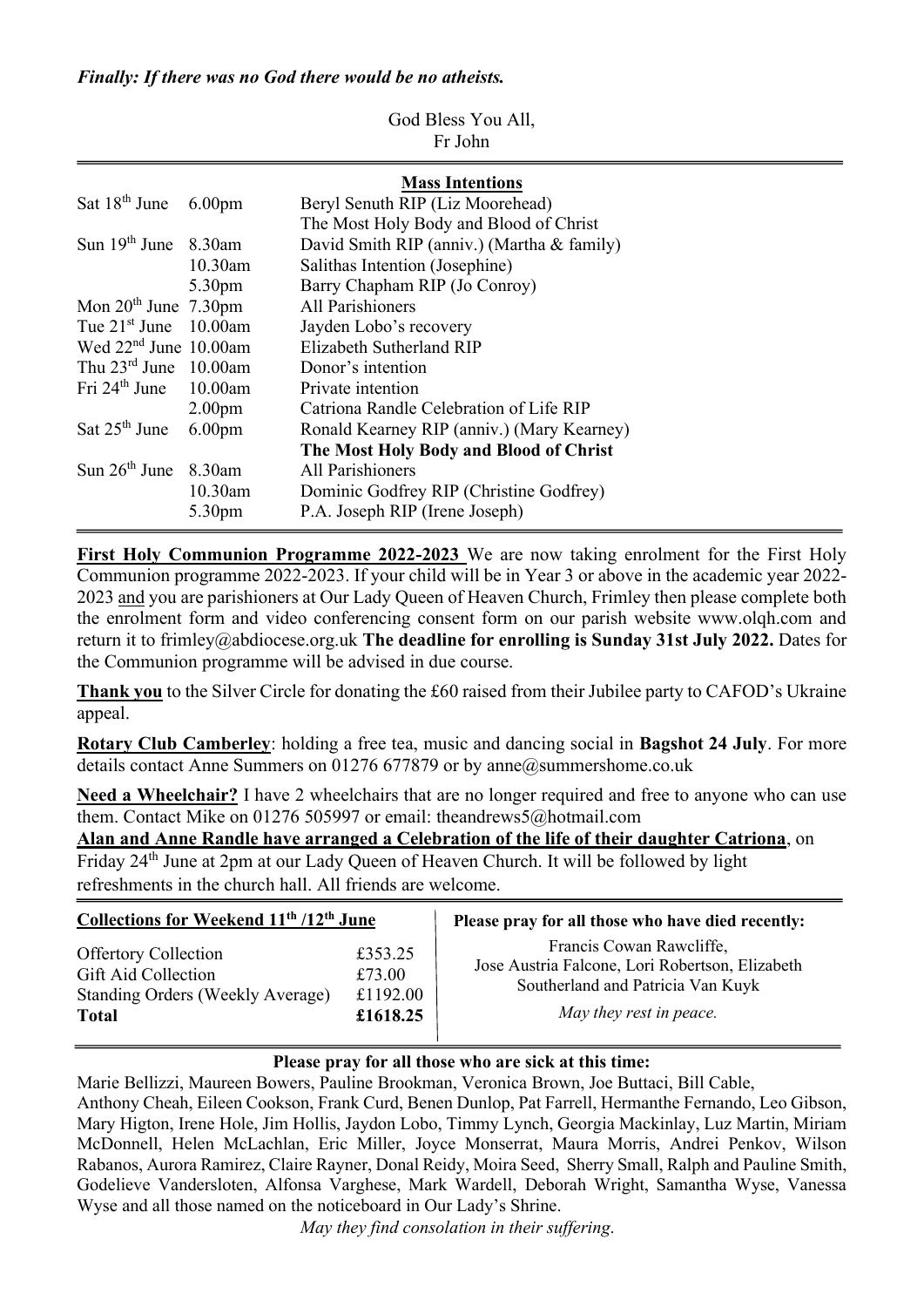***Finally: If there was no God there would be no atheists.***

God Bless You All,
Fr John

## Mass Intentions

| | | |
|---|---|---|
| Sat 18th June | 6.00pm | Beryl Senuth RIP (Liz Moorehead) |
| | | The Most Holy Body and Blood of Christ |
| Sun 19th June | 8.30am | David Smith RIP (anniv.) (Martha & family) |
| | 10.30am | Salithas Intention (Josephine) |
| | 5.30pm | Barry Chapham RIP (Jo Conroy) |
| Mon 20th June | 7.30pm | All Parishioners |
| Tue 21st June | 10.00am | Jayden Lobo's recovery |
| Wed 22nd June | 10.00am | Elizabeth Sutherland RIP |
| Thu 23rd June | 10.00am | Donor's intention |
| Fri 24th June | 10.00am | Private intention |
| | 2.00pm | Catriona Randle Celebration of Life RIP |
| Sat 25th June | 6.00pm | Ronald Kearney RIP (anniv.) (Mary Kearney) |
| | | **The Most Holy Body and Blood of Christ** |
| Sun 26th June | 8.30am | All Parishioners |
| | 10.30am | Dominic Godfrey RIP (Christine Godfrey) |
| | 5.30pm | P.A. Joseph RIP (Irene Joseph) |

**First Holy Communion Programme 2022-2023** We are now taking enrolment for the First Holy Communion programme 2022-2023. If your child will be in Year 3 or above in the academic year 2022-2023 and you are parishioners at Our Lady Queen of Heaven Church, Frimley then please complete both the enrolment form and video conferencing consent form on our parish website www.olqh.com and return it to frimley@abdiocese.org.uk **The deadline for enrolling is Sunday 31st July 2022.** Dates for the Communion programme will be advised in due course.

**Thank you** to the Silver Circle for donating the £60 raised from their Jubilee party to CAFOD's Ukraine appeal.

**Rotary Club Camberley**: holding a free tea, music and dancing social in **Bagshot 24 July**. For more details contact Anne Summers on 01276 677879 or by anne@summershome.co.uk

**Need a Wheelchair?** I have 2 wheelchairs that are no longer required and free to anyone who can use them. Contact Mike on 01276 505997 or email: theandrews5@hotmail.com

**Alan and Anne Randle have arranged a Celebration of the life of their daughter Catriona**, on Friday 24th June at 2pm at our Lady Queen of Heaven Church. It will be followed by light refreshments in the church hall. All friends are welcome.

**Collections for Weekend 11th /12th June**

| | |
|---|---|
| Offertory Collection | £353.25 |
| Gift Aid Collection | £73.00 |
| Standing Orders (Weekly Average) | £1192.00 |
| **Total** | **£1618.25** |

**Please pray for all those who have died recently:**

Francis Cowan Rawcliffe, Jose Austria Falcone, Lori Robertson, Elizabeth Southerland and Patricia Van Kuyk

*May they rest in peace.*

**Please pray for all those who are sick at this time:**

Marie Bellizzi, Maureen Bowers, Pauline Brookman, Veronica Brown, Joe Buttaci, Bill Cable, Anthony Cheah, Eileen Cookson, Frank Curd, Benen Dunlop, Pat Farrell, Hermanthe Fernando, Leo Gibson, Mary Higton, Irene Hole, Jim Hollis, Jaydon Lobo, Timmy Lynch, Georgia Mackinlay, Luz Martin, Miriam McDonnell, Helen McLachlan, Eric Miller, Joyce Monserrat, Maura Morris, Andrei Penkov, Wilson Rabanos, Aurora Ramirez, Claire Rayner, Donal Reidy, Moira Seed, Sherry Small, Ralph and Pauline Smith, Godelieve Vandersloten, Alfonsa Varghese, Mark Wardell, Deborah Wright, Samantha Wyse, Vanessa Wyse and all those named on the noticeboard in Our Lady's Shrine.

*May they find consolation in their suffering.*